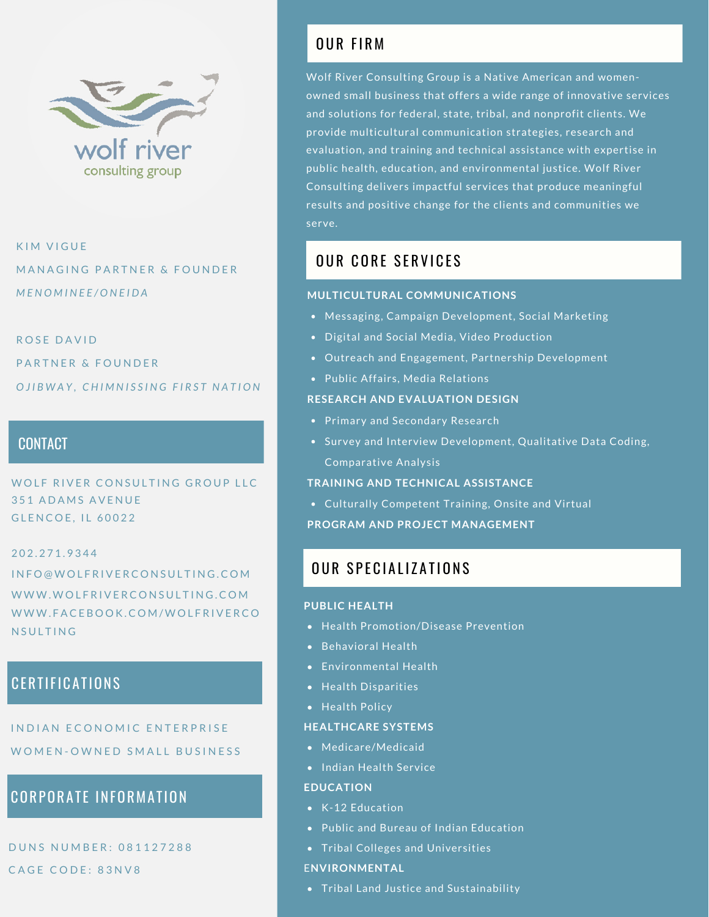wolf river
consulting group

KIM VIGUE
MANAGING PARTNER & FOUNDER
*MENOMINEE/ONEIDA*

ROSE DAVID
PARTNER & FOUNDER
*OJIBWAY, CHIMNISSING FIRST NATION*

## CONTACT

WOLF RIVER CONSULTING GROUP LLC
351 ADAMS AVENUE
GLENCOE, IL 60022

202.271.9344
INFO@WOLFRIVERCONSULTING.COM
WWW.WOLFRIVERCONSULTING.COM
WWW.FACEBOOK.COM/WOLFRIVERCONSULTING

## CERTIFICATIONS

INDIAN ECONOMIC ENTERPRISE
WOMEN-OWNED SMALL BUSINESS

## CORPORATE INFORMATION

DUNS NUMBER: 081127288
CAGE CODE: 83NV8

## OUR FIRM

Wolf River Consulting Group is a Native American and women-owned small business that offers a wide range of innovative services and solutions for federal, state, tribal, and nonprofit clients. We provide multicultural communication strategies, research and evaluation, and training and technical assistance with expertise in public health, education, and environmental justice. Wolf River Consulting delivers impactful services that produce meaningful results and positive change for the clients and communities we serve.

## OUR CORE SERVICES

**MULTICULTURAL COMMUNICATIONS**

- Messaging, Campaign Development, Social Marketing
- Digital and Social Media, Video Production
- Outreach and Engagement, Partnership Development
- Public Affairs, Media Relations

**RESEARCH AND EVALUATION DESIGN**

- Primary and Secondary Research
- Survey and Interview Development, Qualitative Data Coding, Comparative Analysis

**TRAINING AND TECHNICAL ASSISTANCE**

- Culturally Competent Training, Onsite and Virtual

**PROGRAM AND PROJECT MANAGEMENT**

## OUR SPECIALIZATIONS

**PUBLIC HEALTH**

- Health Promotion/Disease Prevention
- Behavioral Health
- Environmental Health
- Health Disparities
- Health Policy

**HEALTHCARE SYSTEMS**

- Medicare/Medicaid
- Indian Health Service

**EDUCATION**

- K-12 Education
- Public and Bureau of Indian Education
- Tribal Colleges and Universities

**ENVIRONMENTAL**

- Tribal Land Justice and Sustainability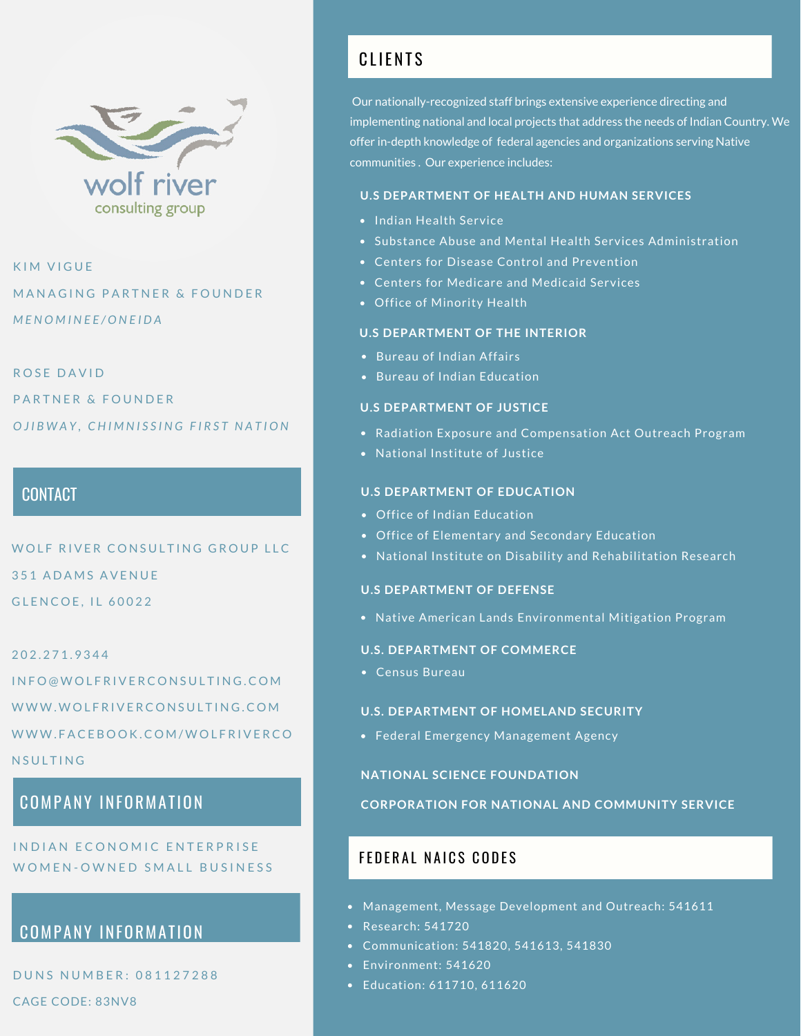wolf river
consulting group

KIM VIGUE

MANAGING PARTNER & FOUNDER

*MENOMINEE/ONEIDA*

ROSE DAVID

PARTNER & FOUNDER

*OJIBWAY, CHIMNISSING FIRST NATION*

## CONTACT

WOLF RIVER CONSULTING GROUP LLC

351 ADAMS AVENUE

GLENCOE, IL 60022

202.271.9344

INFO@WOLFRIVERCONSULTING.COM

WWW.WOLFRIVERCONSULTING.COM

WWW.FACEBOOK.COM/WOLFRIVERCONSULTING

## COMPANY INFORMATION

INDIAN ECONOMIC ENTERPRISE
WOMEN-OWNED SMALL BUSINESS

## COMPANY INFORMATION

DUNS NUMBER: 081127288

CAGE CODE: 83NV8

## CLIENTS

Our nationally-recognized staff brings extensive experience directing and implementing national and local projects that address the needs of Indian Country. We offer in-depth knowledge of federal agencies and organizations serving Native communities. Our experience includes:

### U.S DEPARTMENT OF HEALTH AND HUMAN SERVICES

- Indian Health Service
- Substance Abuse and Mental Health Services Administration
- Centers for Disease Control and Prevention
- Centers for Medicare and Medicaid Services
- Office of Minority Health

### U.S DEPARTMENT OF THE INTERIOR

- Bureau of Indian Affairs
- Bureau of Indian Education

### U.S DEPARTMENT OF JUSTICE

- Radiation Exposure and Compensation Act Outreach Program
- National Institute of Justice

### U.S DEPARTMENT OF EDUCATION

- Office of Indian Education
- Office of Elementary and Secondary Education
- National Institute on Disability and Rehabilitation Research

### U.S DEPARTMENT OF DEFENSE

- Native American Lands Environmental Mitigation Program

### U.S. DEPARTMENT OF COMMERCE

- Census Bureau

### U.S. DEPARTMENT OF HOMELAND SECURITY

- Federal Emergency Management Agency

### NATIONAL SCIENCE FOUNDATION

### CORPORATION FOR NATIONAL AND COMMUNITY SERVICE

## FEDERAL NAICS CODES

- Management, Message Development and Outreach: 541611
- Research: 541720
- Communication: 541820, 541613, 541830
- Environment: 541620
- Education: 611710, 611620